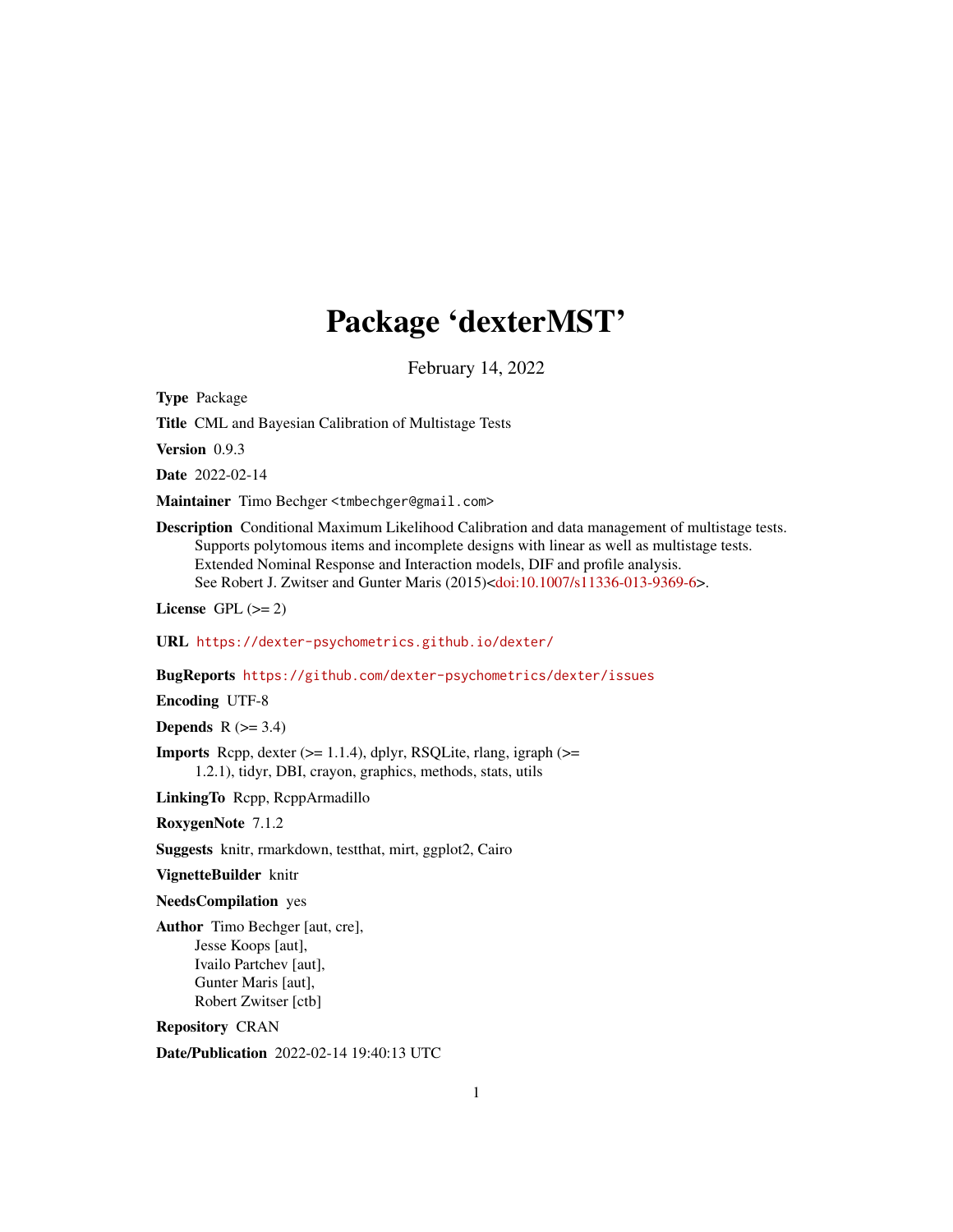# Package 'dexterMST'

February 14, 2022

**Type** Package

**Title** CML and Bayesian Calibration of Multistage Tests

**Version** 0.9.3

**Date** 2022-02-14

**Maintainer** Timo Bechger <tmbechger@gmail.com>

**Description** Conditional Maximum Likelihood Calibration and data management of multistage tests. Supports polytomous items and incomplete designs with linear as well as multistage tests. Extended Nominal Response and Interaction models, DIF and profile analysis. See Robert J. Zwitser and Gunter Maris (2015)<doi:10.1007/s11336-013-9369-6>.

**License** GPL (>= 2)

**URL** https://dexter-psychometrics.github.io/dexter/

**BugReports** https://github.com/dexter-psychometrics/dexter/issues

**Encoding** UTF-8

**Depends** R (>= 3.4)

**Imports** Rcpp, dexter (>= 1.1.4), dplyr, RSQLite, rlang, igraph (>= 1.2.1), tidyr, DBI, crayon, graphics, methods, stats, utils

**LinkingTo** Rcpp, RcppArmadillo

**RoxygenNote** 7.1.2

**Suggests** knitr, rmarkdown, testthat, mirt, ggplot2, Cairo

**VignetteBuilder** knitr

**NeedsCompilation** yes

**Author** Timo Bechger [aut, cre], Jesse Koops [aut], Ivailo Partchev [aut], Gunter Maris [aut], Robert Zwitser [ctb]

**Repository** CRAN

**Date/Publication** 2022-02-14 19:40:13 UTC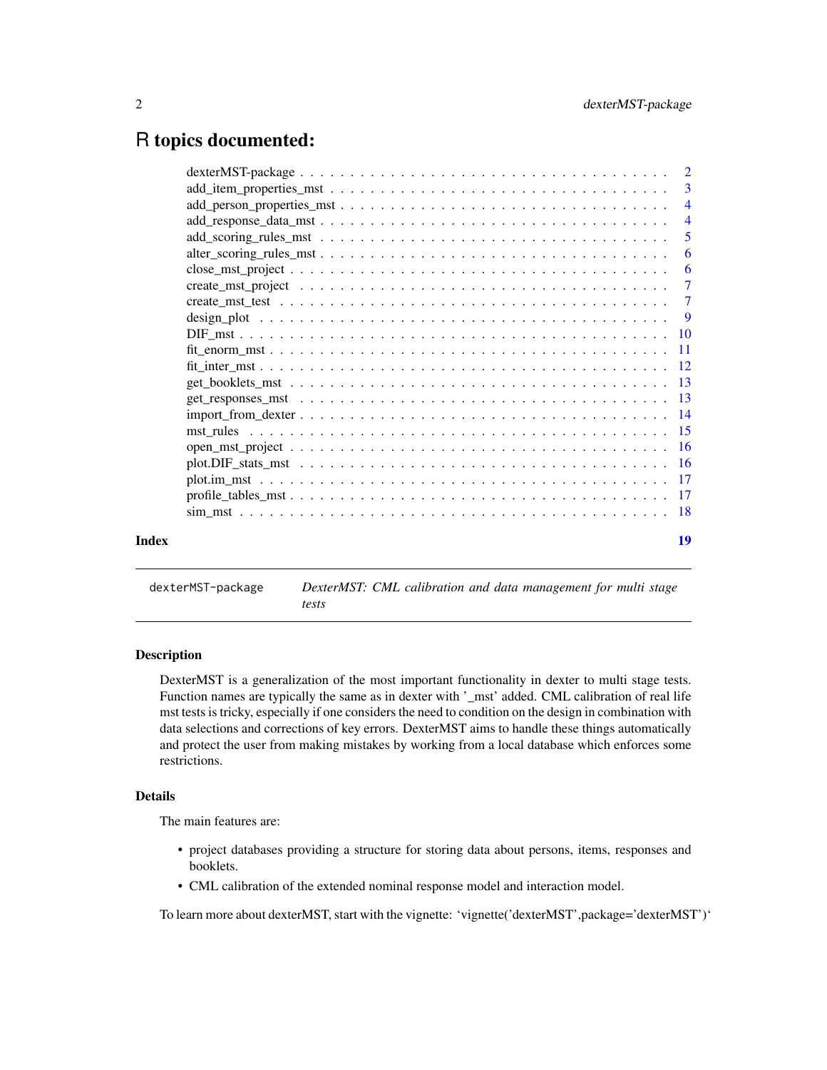# R topics documented:

- dexterMST-package . . . . . . . . . . 2
- add_item_properties_mst . . . . . . . . . . 3
- add_person_properties_mst . . . . . . . . . . 4
- add_response_data_mst . . . . . . . . . . 4
- add_scoring_rules_mst . . . . . . . . . . 5
- alter_scoring_rules_mst . . . . . . . . . . 6
- close_mst_project . . . . . . . . . . 6
- create_mst_project . . . . . . . . . . 7
- create_mst_test . . . . . . . . . . 7
- design_plot . . . . . . . . . . 9
- DIF_mst . . . . . . . . . . 10
- fit_enorm_mst . . . . . . . . . . 11
- fit_inter_mst . . . . . . . . . . 12
- get_booklets_mst . . . . . . . . . . 13
- get_responses_mst . . . . . . . . . . 13
- import_from_dexter . . . . . . . . . . 14
- mst_rules . . . . . . . . . . 15
- open_mst_project . . . . . . . . . . 16
- plot.DIF_stats_mst . . . . . . . . . . 16
- plot.im_mst . . . . . . . . . . 17
- profile_tables_mst . . . . . . . . . . 17
- sim_mst . . . . . . . . . . 18

**Index** 19

---

`dexterMST-package` *DexterMST: CML calibration and data management for multi stage tests*

---

### Description

DexterMST is a generalization of the most important functionality in dexter to multi stage tests. Function names are typically the same as in dexter with '_mst' added. CML calibration of real life mst tests is tricky, especially if one considers the need to condition on the design in combination with data selections and corrections of key errors. DexterMST aims to handle these things automatically and protect the user from making mistakes by working from a local database which enforces some restrictions.

### Details

The main features are:

- project databases providing a structure for storing data about persons, items, responses and booklets.
- CML calibration of the extended nominal response model and interaction model.

To learn more about dexterMST, start with the vignette: 'vignette('dexterMST',package='dexterMST')'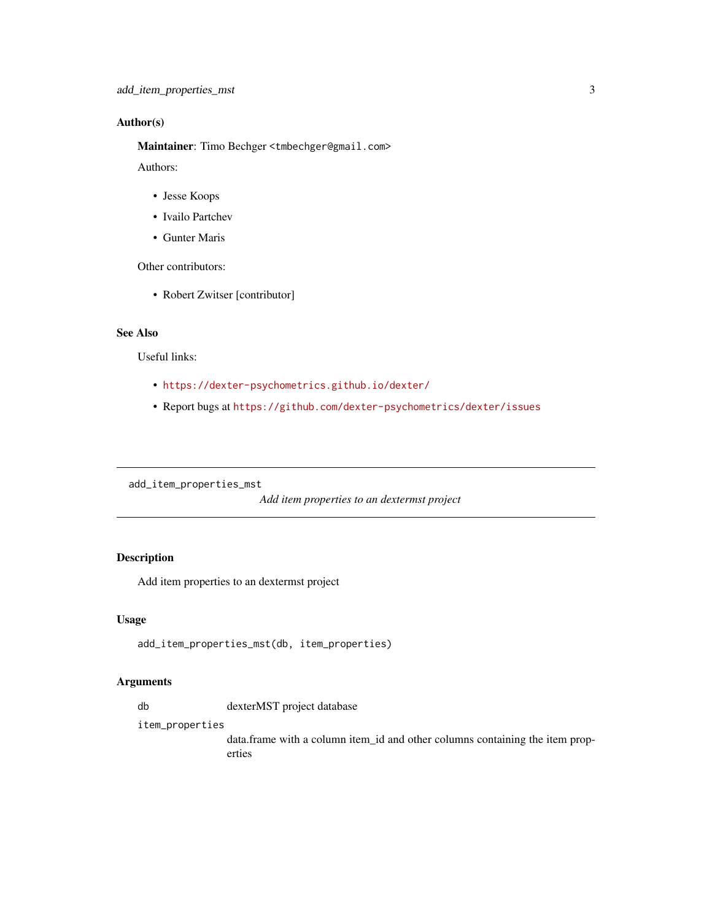### Author(s)

**Maintainer**: Timo Bechger <tmbechger@gmail.com>

Authors:

- Jesse Koops
- Ivailo Partchev
- Gunter Maris

Other contributors:

- Robert Zwitser [contributor]

### See Also

Useful links:

- https://dexter-psychometrics.github.io/dexter/
- Report bugs at https://github.com/dexter-psychometrics/dexter/issues

---

## add_item_properties_mst

*Add item properties to an dextermst project*

---

### Description

Add item properties to an dextermst project

### Usage

```
add_item_properties_mst(db, item_properties)
```

### Arguments

| | |
|---|---|
| db | dexterMST project database |
| item_properties | data.frame with a column item_id and other columns containing the item properties |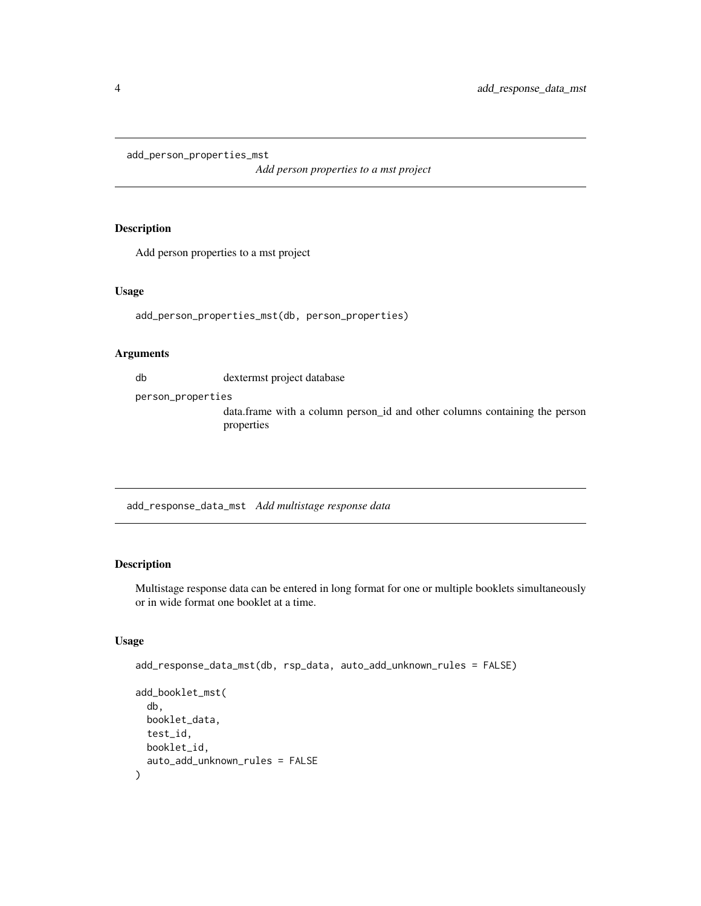## add_person_properties_mst

*Add person properties to a mst project*

### Description

Add person properties to a mst project

### Usage

```
add_person_properties_mst(db, person_properties)
```

### Arguments

- `db` dextermst project database
- `person_properties` data.frame with a column person_id and other columns containing the person properties

## add_response_data_mst

*Add multistage response data*

### Description

Multistage response data can be entered in long format for one or multiple booklets simultaneously or in wide format one booklet at a time.

### Usage

```
add_response_data_mst(db, rsp_data, auto_add_unknown_rules = FALSE)

add_booklet_mst(
  db,
  booklet_data,
  test_id,
  booklet_id,
  auto_add_unknown_rules = FALSE
)
```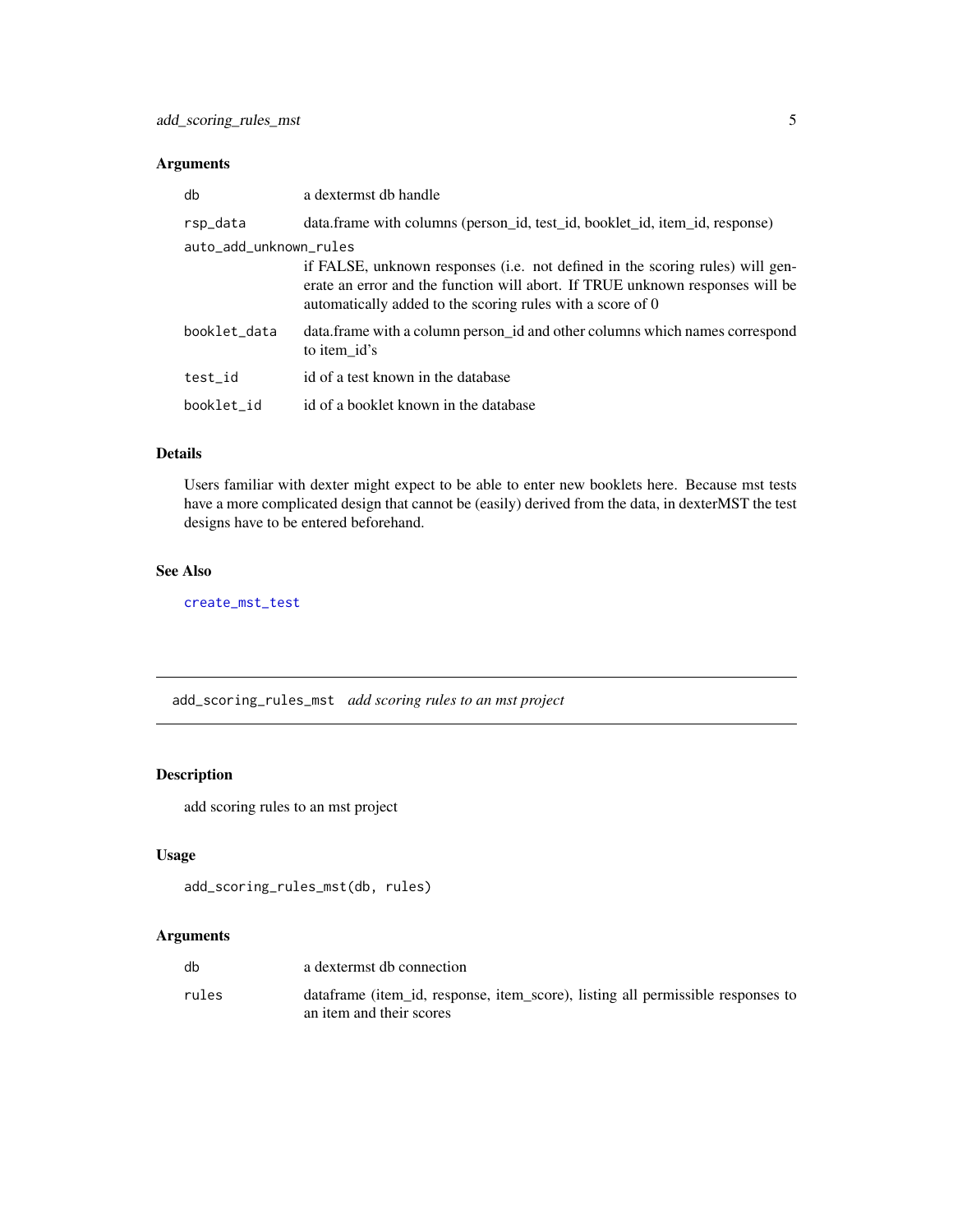### Arguments

| | |
|---|---|
| db | a dextermst db handle |
| rsp_data | data.frame with columns (person_id, test_id, booklet_id, item_id, response) |
| auto_add_unknown_rules | if FALSE, unknown responses (i.e. not defined in the scoring rules) will generate an error and the function will abort. If TRUE unknown responses will be automatically added to the scoring rules with a score of 0 |
| booklet_data | data.frame with a column person_id and other columns which names correspond to item_id's |
| test_id | id of a test known in the database |
| booklet_id | id of a booklet known in the database |

### Details

Users familiar with dexter might expect to be able to enter new booklets here. Because mst tests have a more complicated design that cannot be (easily) derived from the data, in dexterMST the test designs have to be entered beforehand.

### See Also

`create_mst_test`

---

## add_scoring_rules_mst    *add scoring rules to an mst project*

### Description

add scoring rules to an mst project

### Usage

```
add_scoring_rules_mst(db, rules)
```

### Arguments

| | |
|---|---|
| db | a dextermst db connection |
| rules | dataframe (item_id, response, item_score), listing all permissible responses to an item and their scores |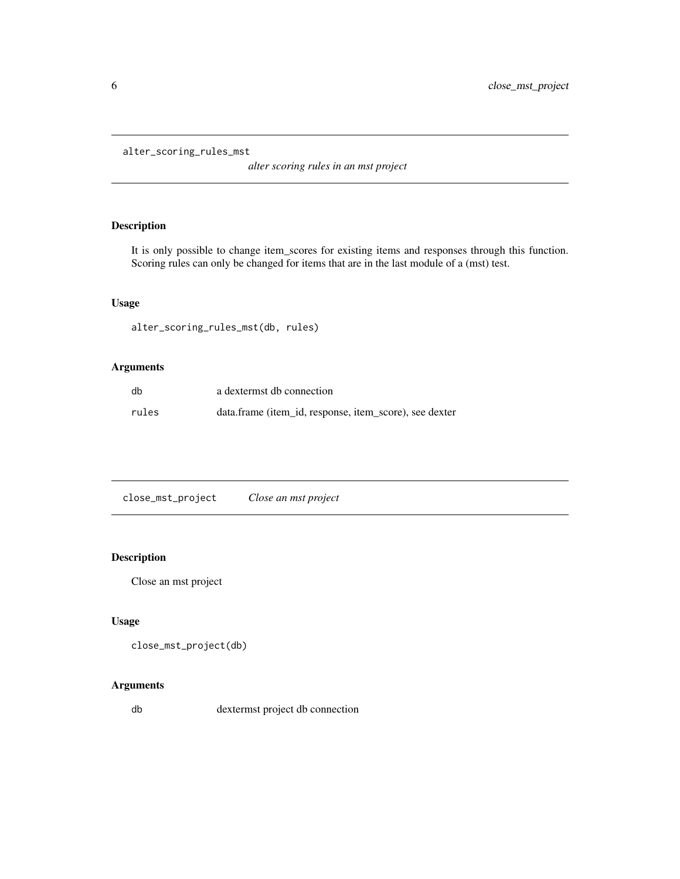## alter_scoring_rules_mst

*alter scoring rules in an mst project*

### Description

It is only possible to change item_scores for existing items and responses through this function. Scoring rules can only be changed for items that are in the last module of a (mst) test.

### Usage

```
alter_scoring_rules_mst(db, rules)
```

### Arguments

| | |
|---|---|
| db | a dextermst db connection |
| rules | data.frame (item_id, response, item_score), see dexter |

## close_mst_project

*Close an mst project*

### Description

Close an mst project

### Usage

```
close_mst_project(db)
```

### Arguments

| | |
|---|---|
| db | dextermst project db connection |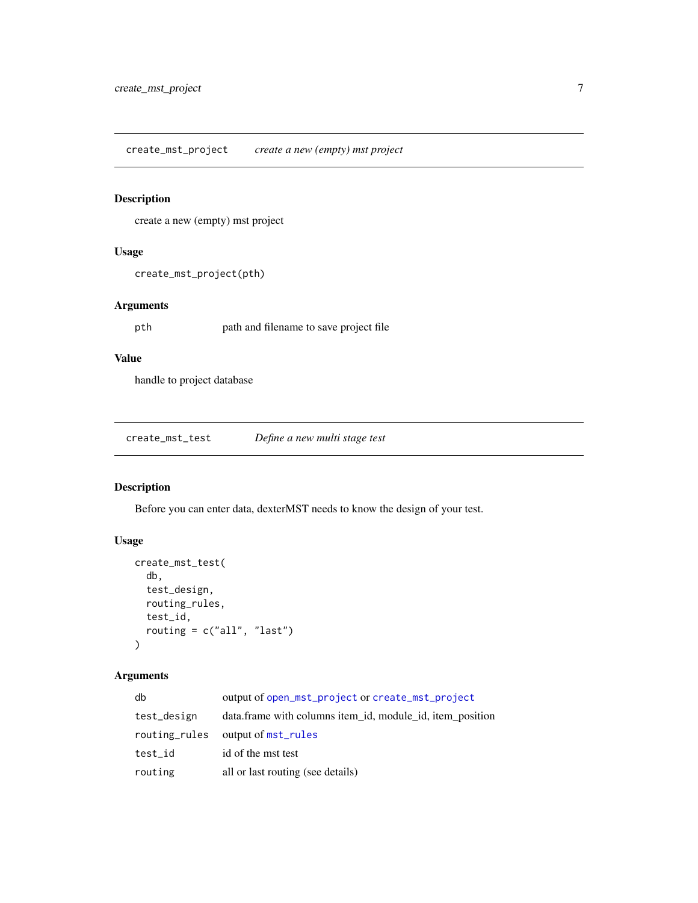## create_mst_project — *create a new (empty) mst project*

### Description

create a new (empty) mst project

### Usage

```
create_mst_project(pth)
```

### Arguments

| | |
|---|---|
| pth | path and filename to save project file |

### Value

handle to project database

## create_mst_test — *Define a new multi stage test*

### Description

Before you can enter data, dexterMST needs to know the design of your test.

### Usage

```
create_mst_test(
  db,
  test_design,
  routing_rules,
  test_id,
  routing = c("all", "last")
)
```

### Arguments

| | |
|---|---|
| db | output of open_mst_project or create_mst_project |
| test_design | data.frame with columns item_id, module_id, item_position |
| routing_rules | output of mst_rules |
| test_id | id of the mst test |
| routing | all or last routing (see details) |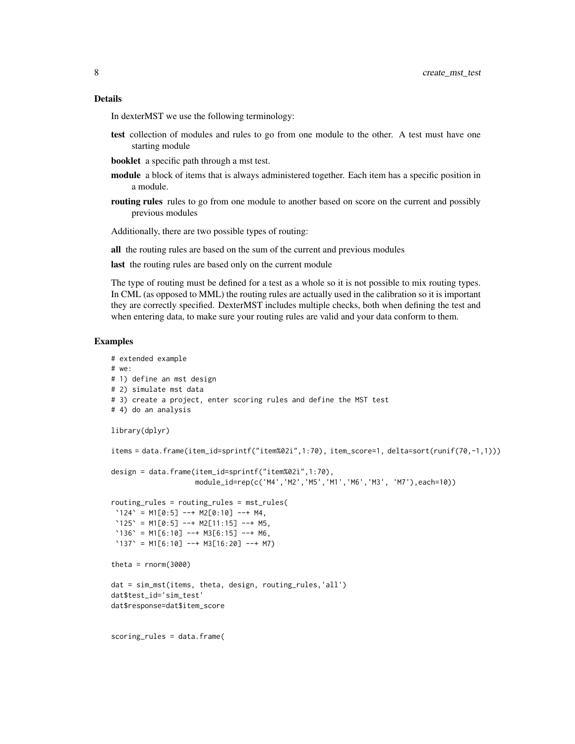### Details

In dexterMST we use the following terminology:

**test** collection of modules and rules to go from one module to the other. A test must have one starting module

**booklet** a specific path through a mst test.

**module** a block of items that is always administered together. Each item has a specific position in a module.

**routing rules** rules to go from one module to another based on score on the current and possibly previous modules

Additionally, there are two possible types of routing:

**all** the routing rules are based on the sum of the current and previous modules

**last** the routing rules are based only on the current module

The type of routing must be defined for a test as a whole so it is not possible to mix routing types. In CML (as opposed to MML) the routing rules are actually used in the calibration so it is important they are correctly specified. DexterMST includes multiple checks, both when defining the test and when entering data, to make sure your routing rules are valid and your data conform to them.

### Examples

```
# extended example
# we:
# 1) define an mst design
# 2) simulate mst data
# 3) create a project, enter scoring rules and define the MST test
# 4) do an analysis

library(dplyr)

items = data.frame(item_id=sprintf("item%02i",1:70), item_score=1, delta=sort(runif(70,-1,1)))

design = data.frame(item_id=sprintf("item%02i",1:70),
                    module_id=rep(c('M4','M2','M5','M1','M6','M3', 'M7'),each=10))

routing_rules = routing_rules = mst_rules(
 `124` = M1[0:5] --+ M2[0:10] --+ M4,
 `125` = M1[0:5] --+ M2[11:15] --+ M5,
 `136` = M1[6:10] --+ M3[6:15] --+ M6,
 `137` = M1[6:10] --+ M3[16:20] --+ M7)

theta = rnorm(3000)

dat = sim_mst(items, theta, design, routing_rules,'all')
dat$test_id='sim_test'
dat$response=dat$item_score


scoring_rules = data.frame(
```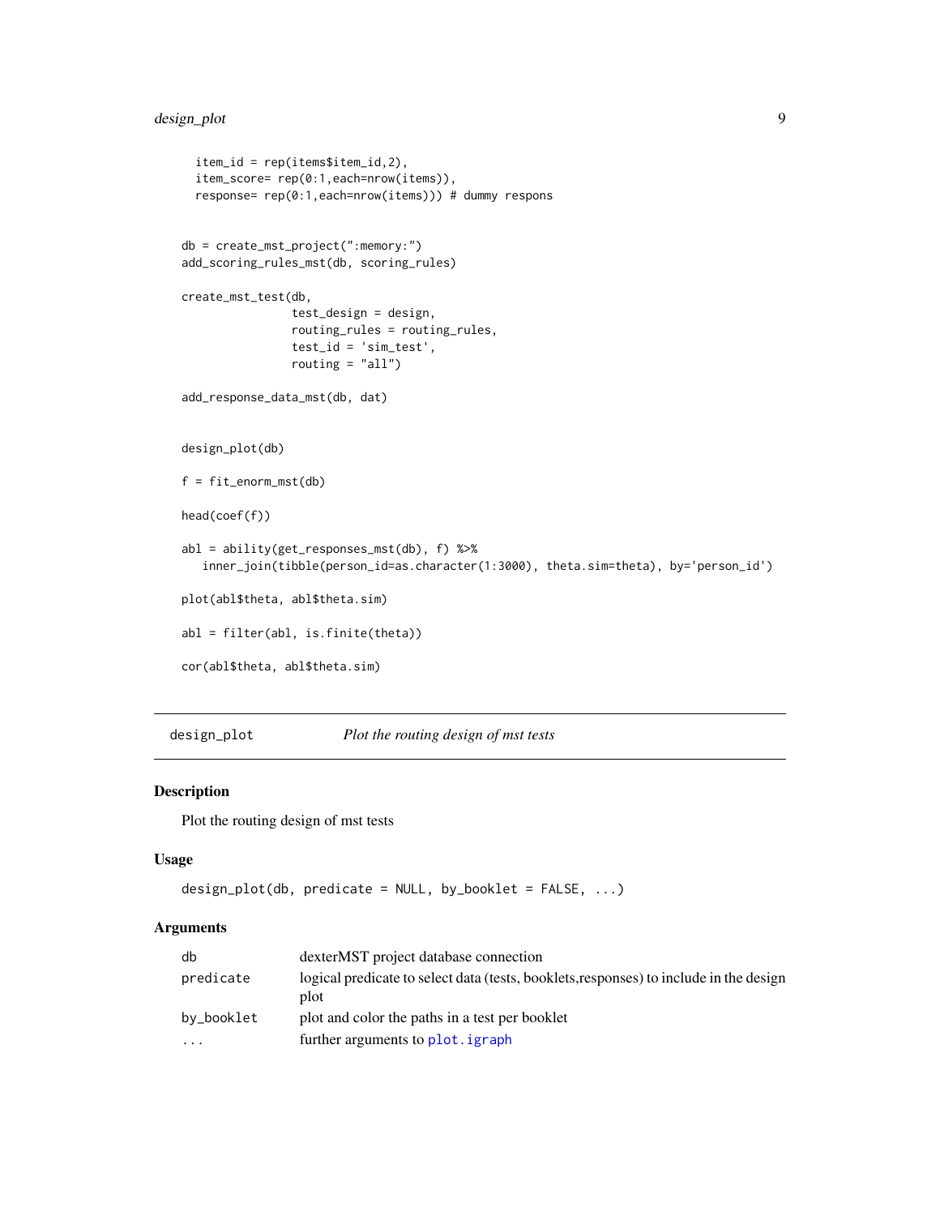```
  item_id = rep(items$item_id,2),
  item_score= rep(0:1,each=nrow(items)),
  response= rep(0:1,each=nrow(items))) # dummy respons


db = create_mst_project(":memory:")
add_scoring_rules_mst(db, scoring_rules)

create_mst_test(db,
                test_design = design,
                routing_rules = routing_rules,
                test_id = 'sim_test',
                routing = "all")

add_response_data_mst(db, dat)


design_plot(db)

f = fit_enorm_mst(db)

head(coef(f))

abl = ability(get_responses_mst(db), f) %>%
   inner_join(tibble(person_id=as.character(1:3000), theta.sim=theta), by='person_id')

plot(abl$theta, abl$theta.sim)

abl = filter(abl, is.finite(theta))

cor(abl$theta, abl$theta.sim)
```

---

## design_plot — *Plot the routing design of mst tests*

### Description

Plot the routing design of mst tests

### Usage

```
design_plot(db, predicate = NULL, by_booklet = FALSE, ...)
```

### Arguments

| | |
|---|---|
| `db` | dexterMST project database connection |
| `predicate` | logical predicate to select data (tests, booklets,responses) to include in the design plot |
| `by_booklet` | plot and color the paths in a test per booklet |
| `...` | further arguments to `plot.igraph` |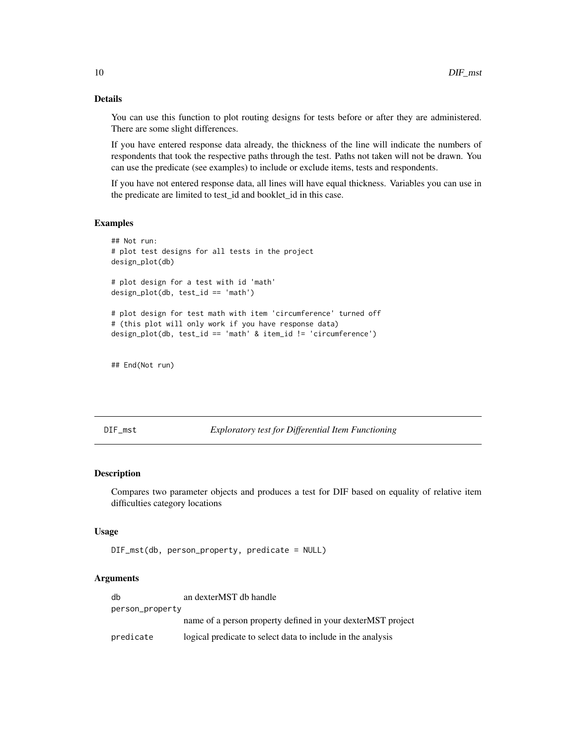### Details

You can use this function to plot routing designs for tests before or after they are administered. There are some slight differences.

If you have entered response data already, the thickness of the line will indicate the numbers of respondents that took the respective paths through the test. Paths not taken will not be drawn. You can use the predicate (see examples) to include or exclude items, tests and respondents.

If you have not entered response data, all lines will have equal thickness. Variables you can use in the predicate are limited to test_id and booklet_id in this case.

### Examples

```
## Not run:
# plot test designs for all tests in the project
design_plot(db)

# plot design for a test with id 'math'
design_plot(db, test_id == 'math')

# plot design for test math with item 'circumference' turned off
# (this plot will only work if you have response data)
design_plot(db, test_id == 'math' & item_id != 'circumference')


## End(Not run)
```

---

## DIF_mst — *Exploratory test for Differential Item Functioning*

---

### Description

Compares two parameter objects and produces a test for DIF based on equality of relative item difficulties category locations

### Usage

```
DIF_mst(db, person_property, predicate = NULL)
```

### Arguments

| | |
|---|---|
| db | an dexterMST db handle |
| person_property | name of a person property defined in your dexterMST project |
| predicate | logical predicate to select data to include in the analysis |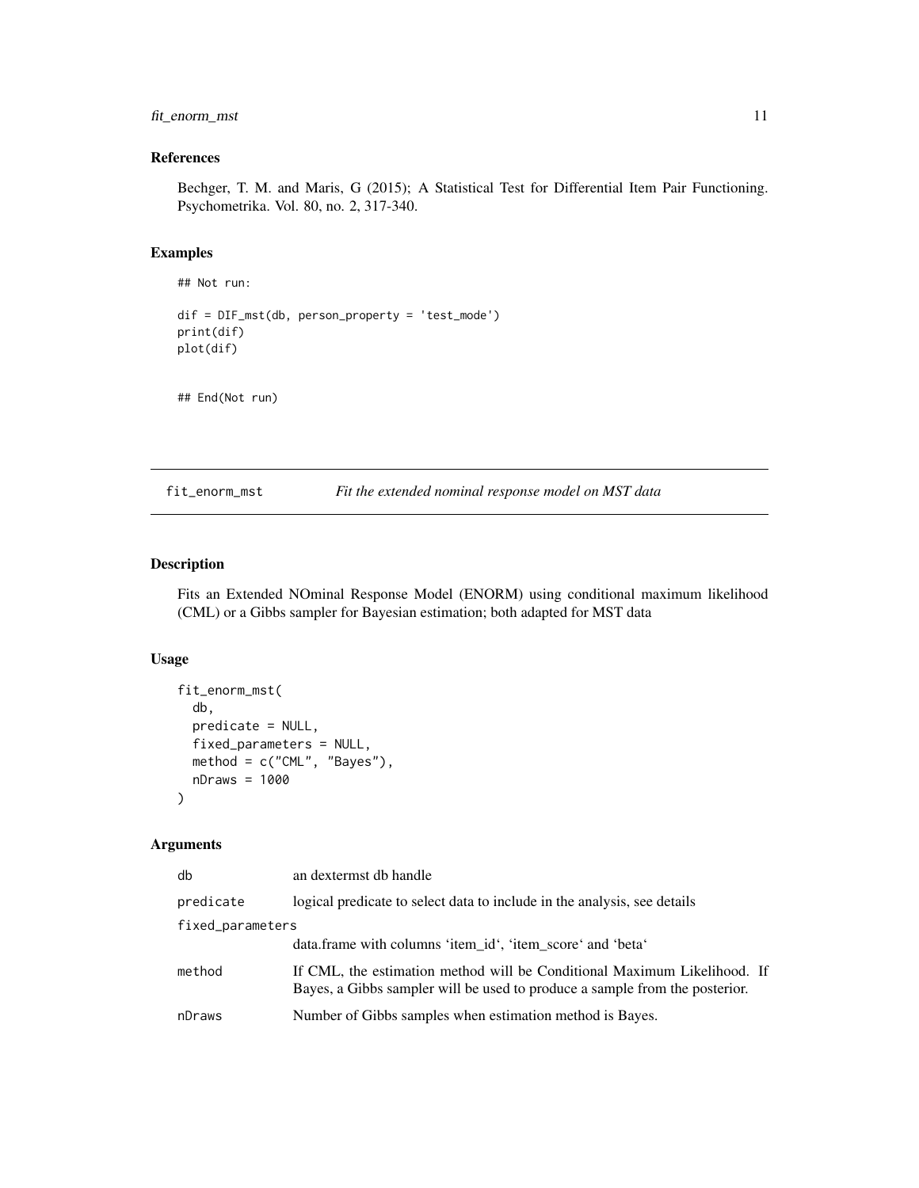### References

Bechger, T. M. and Maris, G (2015); A Statistical Test for Differential Item Pair Functioning. Psychometrika. Vol. 80, no. 2, 317-340.

### Examples

```
## Not run:

dif = DIF_mst(db, person_property = 'test_mode')
print(dif)
plot(dif)


## End(Not run)
```

---

## fit_enorm_mst *Fit the extended nominal response model on MST data*

---

### Description

Fits an Extended NOminal Response Model (ENORM) using conditional maximum likelihood (CML) or a Gibbs sampler for Bayesian estimation; both adapted for MST data

### Usage

```
fit_enorm_mst(
  db,
  predicate = NULL,
  fixed_parameters = NULL,
  method = c("CML", "Bayes"),
  nDraws = 1000
)
```

### Arguments

| | |
|---|---|
| `db` | an dextermst db handle |
| `predicate` | logical predicate to select data to include in the analysis, see details |
| `fixed_parameters` | data.frame with columns 'item_id', 'item_score' and 'beta' |
| `method` | If CML, the estimation method will be Conditional Maximum Likelihood. If Bayes, a Gibbs sampler will be used to produce a sample from the posterior. |
| `nDraws` | Number of Gibbs samples when estimation method is Bayes. |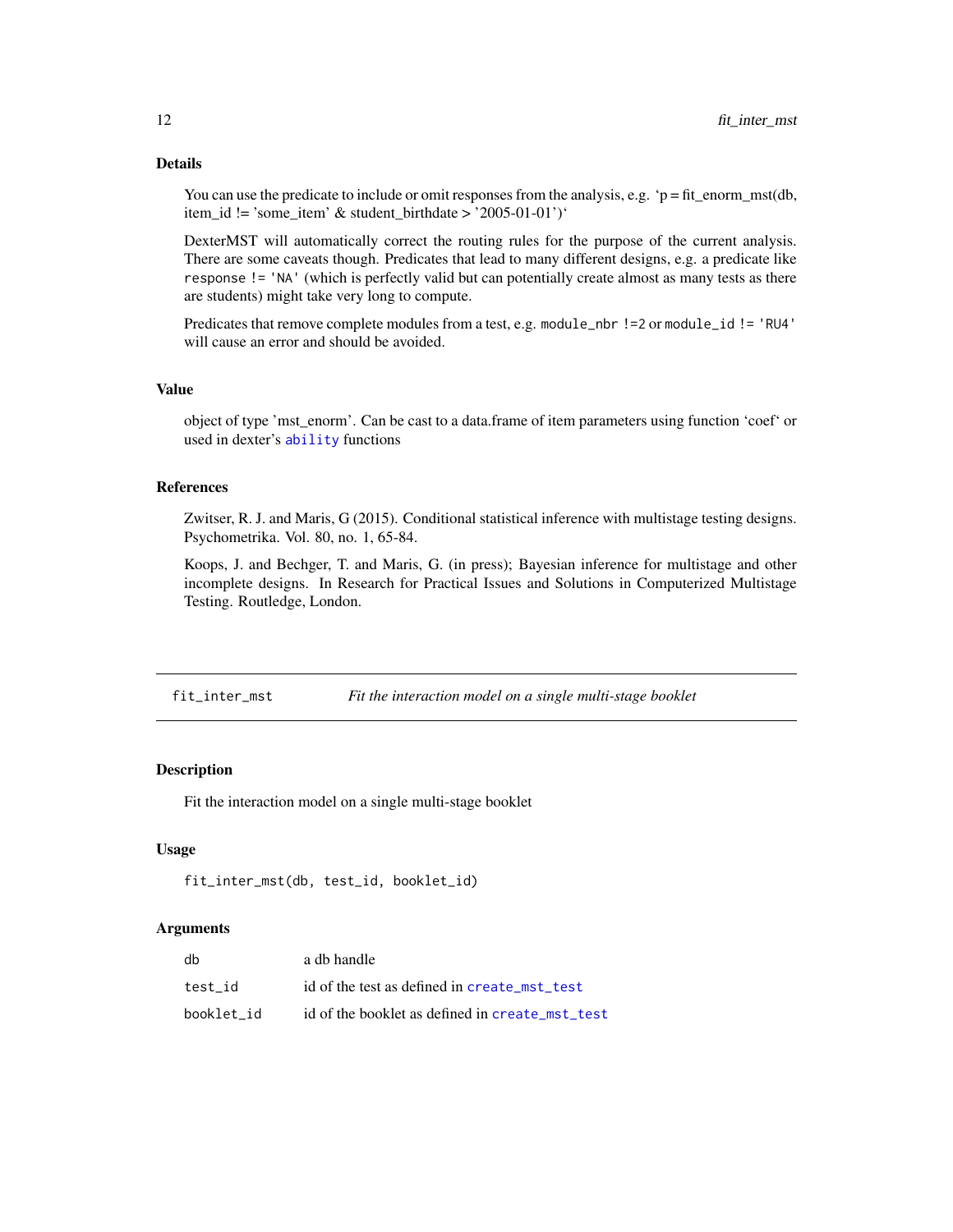### Details

You can use the predicate to include or omit responses from the analysis, e.g. 'p = fit_enorm_mst(db, item_id != 'some_item' & student_birthdate > '2005-01-01')'

DexterMST will automatically correct the routing rules for the purpose of the current analysis. There are some caveats though. Predicates that lead to many different designs, e.g. a predicate like `response != 'NA'` (which is perfectly valid but can potentially create almost as many tests as there are students) might take very long to compute.

Predicates that remove complete modules from a test, e.g. `module_nbr !=2` or `module_id != 'RU4'` will cause an error and should be avoided.

### Value

object of type 'mst_enorm'. Can be cast to a data.frame of item parameters using function 'coef' or used in dexter's `ability` functions

### References

Zwitser, R. J. and Maris, G (2015). Conditional statistical inference with multistage testing designs. Psychometrika. Vol. 80, no. 1, 65-84.

Koops, J. and Bechger, T. and Maris, G. (in press); Bayesian inference for multistage and other incomplete designs. In Research for Practical Issues and Solutions in Computerized Multistage Testing. Routledge, London.

---

## fit_inter_mst — *Fit the interaction model on a single multi-stage booklet*

### Description

Fit the interaction model on a single multi-stage booklet

### Usage

```
fit_inter_mst(db, test_id, booklet_id)
```

### Arguments

| | |
|---|---|
| `db` | a db handle |
| `test_id` | id of the test as defined in `create_mst_test` |
| `booklet_id` | id of the booklet as defined in `create_mst_test` |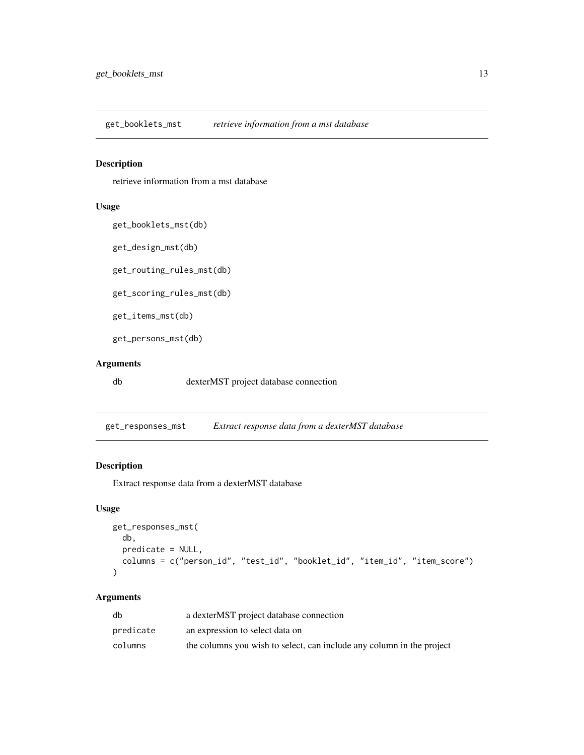## get_booklets_mst *retrieve information from a mst database*

### Description

retrieve information from a mst database

### Usage

```
get_booklets_mst(db)

get_design_mst(db)

get_routing_rules_mst(db)

get_scoring_rules_mst(db)

get_items_mst(db)

get_persons_mst(db)
```

### Arguments

| | |
|---|---|
| db | dexterMST project database connection |

## get_responses_mst *Extract response data from a dexterMST database*

### Description

Extract response data from a dexterMST database

### Usage

```
get_responses_mst(
  db,
  predicate = NULL,
  columns = c("person_id", "test_id", "booklet_id", "item_id", "item_score")
)
```

### Arguments

| | |
|---|---|
| db | a dexterMST project database connection |
| predicate | an expression to select data on |
| columns | the columns you wish to select, can include any column in the project |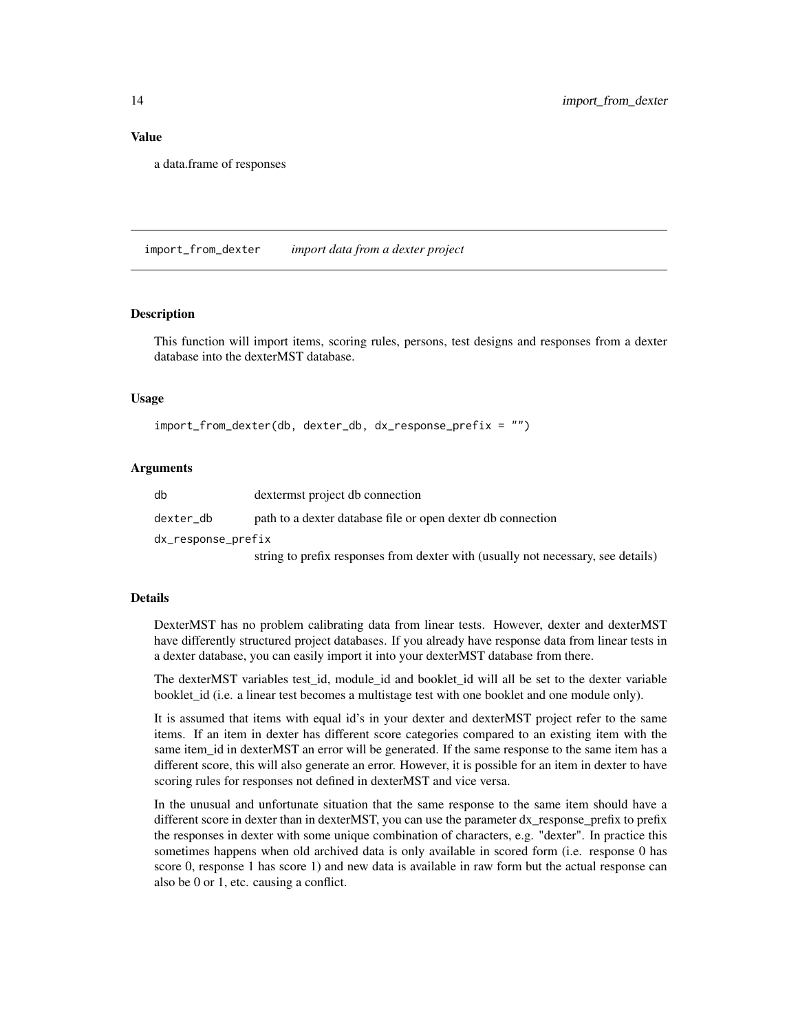### Value

a data.frame of responses

---

## import_from_dexter — *import data from a dexter project*

---

### Description

This function will import items, scoring rules, persons, test designs and responses from a dexter database into the dexterMST database.

### Usage

```
import_from_dexter(db, dexter_db, dx_response_prefix = "")
```

### Arguments

| | |
|---|---|
| db | dextermst project db connection |
| dexter_db | path to a dexter database file or open dexter db connection |
| dx_response_prefix | string to prefix responses from dexter with (usually not necessary, see details) |

### Details

DexterMST has no problem calibrating data from linear tests. However, dexter and dexterMST have differently structured project databases. If you already have response data from linear tests in a dexter database, you can easily import it into your dexterMST database from there.

The dexterMST variables test_id, module_id and booklet_id will all be set to the dexter variable booklet_id (i.e. a linear test becomes a multistage test with one booklet and one module only).

It is assumed that items with equal id's in your dexter and dexterMST project refer to the same items. If an item in dexter has different score categories compared to an existing item with the same item_id in dexterMST an error will be generated. If the same response to the same item has a different score, this will also generate an error. However, it is possible for an item in dexter to have scoring rules for responses not defined in dexterMST and vice versa.

In the unusual and unfortunate situation that the same response to the same item should have a different score in dexter than in dexterMST, you can use the parameter dx_response_prefix to prefix the responses in dexter with some unique combination of characters, e.g. "dexter". In practice this sometimes happens when old archived data is only available in scored form (i.e. response 0 has score 0, response 1 has score 1) and new data is available in raw form but the actual response can also be 0 or 1, etc. causing a conflict.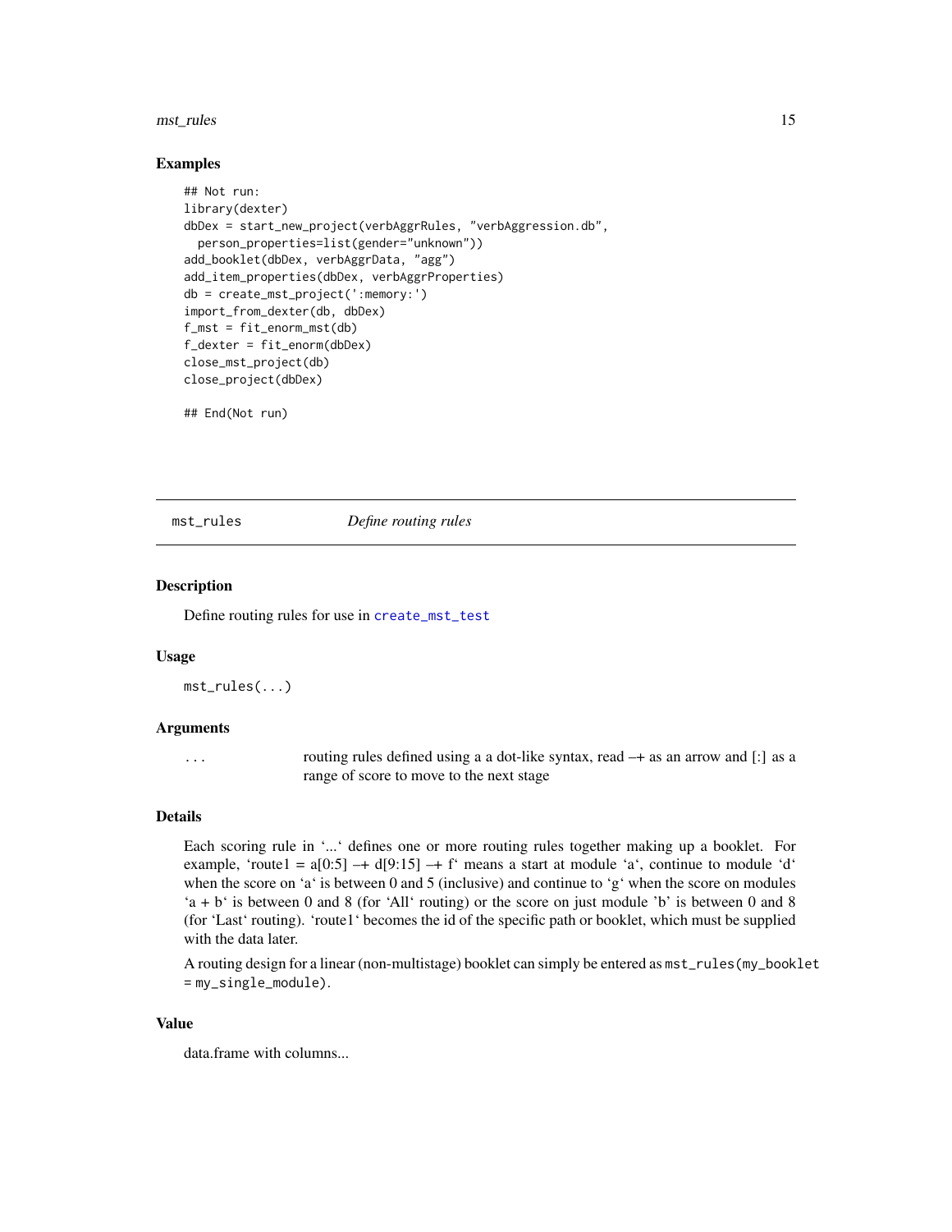### Examples

```
## Not run:
library(dexter)
dbDex = start_new_project(verbAggrRules, "verbAggression.db",
  person_properties=list(gender="unknown"))
add_booklet(dbDex, verbAggrData, "agg")
add_item_properties(dbDex, verbAggrProperties)
db = create_mst_project(':memory:')
import_from_dexter(db, dbDex)
f_mst = fit_enorm_mst(db)
f_dexter = fit_enorm(dbDex)
close_mst_project(db)
close_project(dbDex)

## End(Not run)
```

---

## mst_rules — *Define routing rules*

### Description

Define routing rules for use in `create_mst_test`

### Usage

```
mst_rules(...)
```

### Arguments

| | |
|---|---|
| `...` | routing rules defined using a a dot-like syntax, read –+ as an arrow and [:] as a range of score to move to the next stage |

### Details

Each scoring rule in '...' defines one or more routing rules together making up a booklet. For example, 'route1 = a[0:5] –+ d[9:15] –+ f' means a start at module 'a', continue to module 'd' when the score on 'a' is between 0 and 5 (inclusive) and continue to 'g' when the score on modules 'a + b' is between 0 and 8 (for 'All' routing) or the score on just module 'b' is between 0 and 8 (for 'Last' routing). 'route1' becomes the id of the specific path or booklet, which must be supplied with the data later.

A routing design for a linear (non-multistage) booklet can simply be entered as `mst_rules(my_booklet = my_single_module)`.

### Value

data.frame with columns...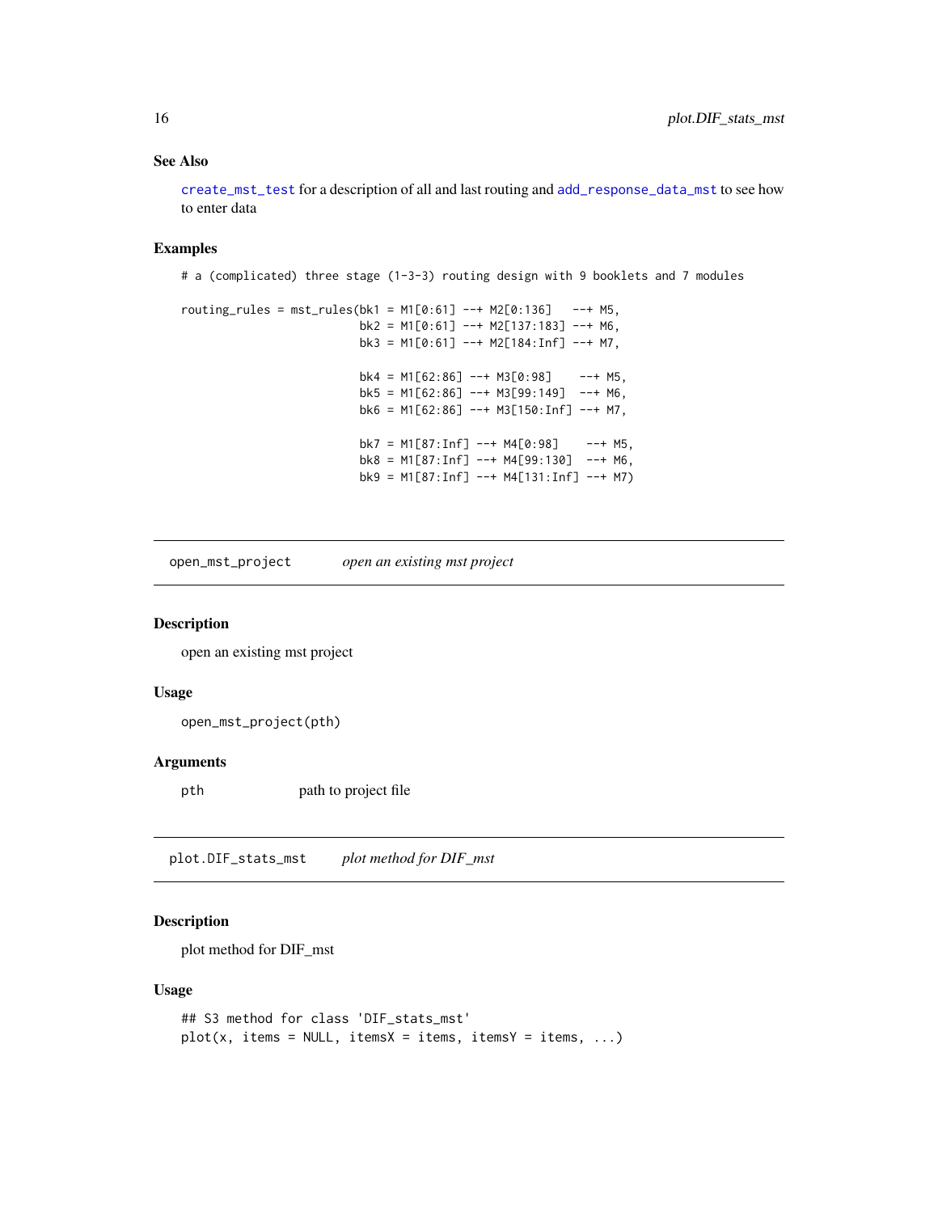### See Also

`create_mst_test` for a description of all and last routing and `add_response_data_mst` to see how to enter data

### Examples

```
# a (complicated) three stage (1-3-3) routing design with 9 booklets and 7 modules

routing_rules = mst_rules(bk1 = M1[0:61] --+ M2[0:136]   --+ M5,
                          bk2 = M1[0:61] --+ M2[137:183] --+ M6,
                          bk3 = M1[0:61] --+ M2[184:Inf] --+ M7,

                          bk4 = M1[62:86] --+ M3[0:98]    --+ M5,
                          bk5 = M1[62:86] --+ M3[99:149]  --+ M6,
                          bk6 = M1[62:86] --+ M3[150:Inf] --+ M7,

                          bk7 = M1[87:Inf] --+ M4[0:98]    --+ M5,
                          bk8 = M1[87:Inf] --+ M4[99:130]  --+ M6,
                          bk9 = M1[87:Inf] --+ M4[131:Inf] --+ M7)
```

---

## open_mst_project — *open an existing mst project*

### Description

open an existing mst project

### Usage

```
open_mst_project(pth)
```

### Arguments

| | |
|---|---|
| pth | path to project file |

---

## plot.DIF_stats_mst — *plot method for DIF_mst*

### Description

plot method for DIF_mst

### Usage

```
## S3 method for class 'DIF_stats_mst'
plot(x, items = NULL, itemsX = items, itemsY = items, ...)
```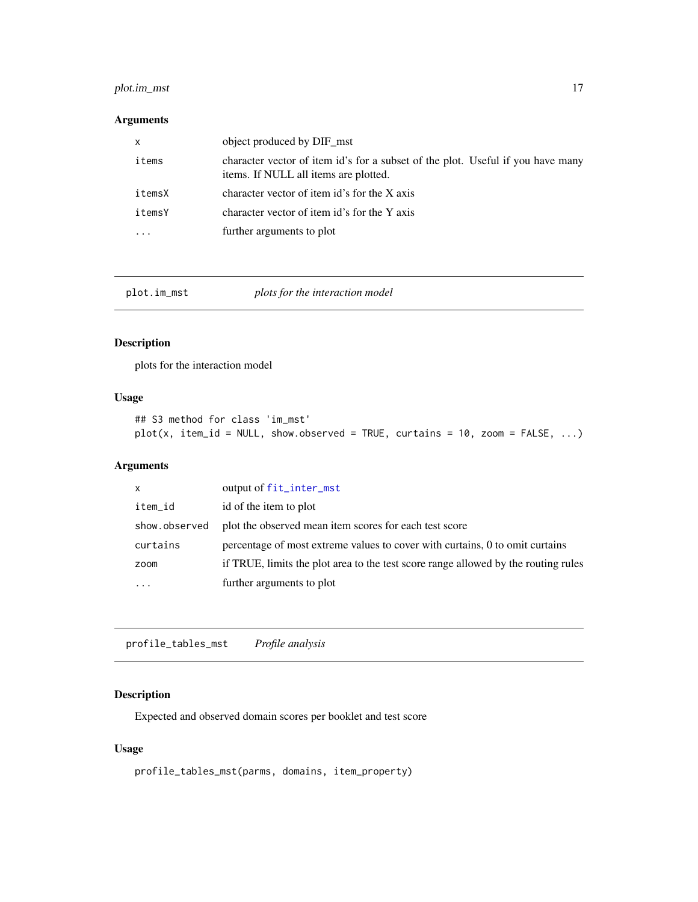## Arguments

| | |
|---|---|
| `x` | object produced by DIF_mst |
| `items` | character vector of item id's for a subset of the plot. Useful if you have many items. If NULL all items are plotted. |
| `itemsX` | character vector of item id's for the X axis |
| `itemsY` | character vector of item id's for the Y axis |
| `...` | further arguments to plot |

---

`plot.im_mst` *plots for the interaction model*

---

## Description

plots for the interaction model

## Usage

```
## S3 method for class 'im_mst'
plot(x, item_id = NULL, show.observed = TRUE, curtains = 10, zoom = FALSE, ...)
```

## Arguments

| | |
|---|---|
| `x` | output of `fit_inter_mst` |
| `item_id` | id of the item to plot |
| `show.observed` | plot the observed mean item scores for each test score |
| `curtains` | percentage of most extreme values to cover with curtains, 0 to omit curtains |
| `zoom` | if TRUE, limits the plot area to the test score range allowed by the routing rules |
| `...` | further arguments to plot |

---

`profile_tables_mst` *Profile analysis*

---

## Description

Expected and observed domain scores per booklet and test score

## Usage

```
profile_tables_mst(parms, domains, item_property)
```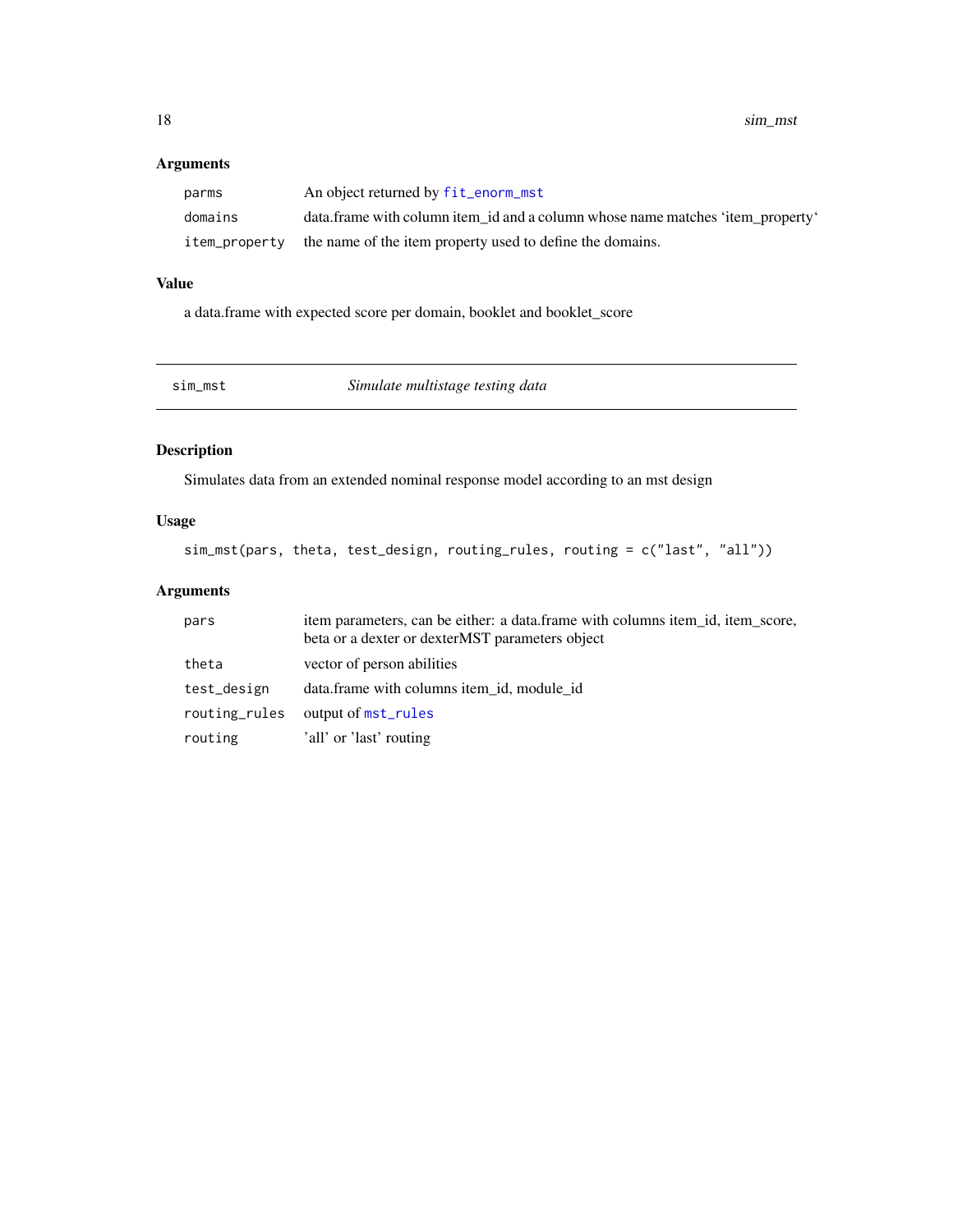### Arguments

| | |
|---|---|
| parms | An object returned by `fit_enorm_mst` |
| domains | data.frame with column item_id and a column whose name matches 'item_property' |
| item_property | the name of the item property used to define the domains. |

### Value

a data.frame with expected score per domain, booklet and booklet_score

---

## sim_mst — *Simulate multistage testing data*

### Description

Simulates data from an extended nominal response model according to an mst design

### Usage

```
sim_mst(pars, theta, test_design, routing_rules, routing = c("last", "all"))
```

### Arguments

| | |
|---|---|
| pars | item parameters, can be either: a data.frame with columns item_id, item_score, beta or a dexter or dexterMST parameters object |
| theta | vector of person abilities |
| test_design | data.frame with columns item_id, module_id |
| routing_rules | output of `mst_rules` |
| routing | 'all' or 'last' routing |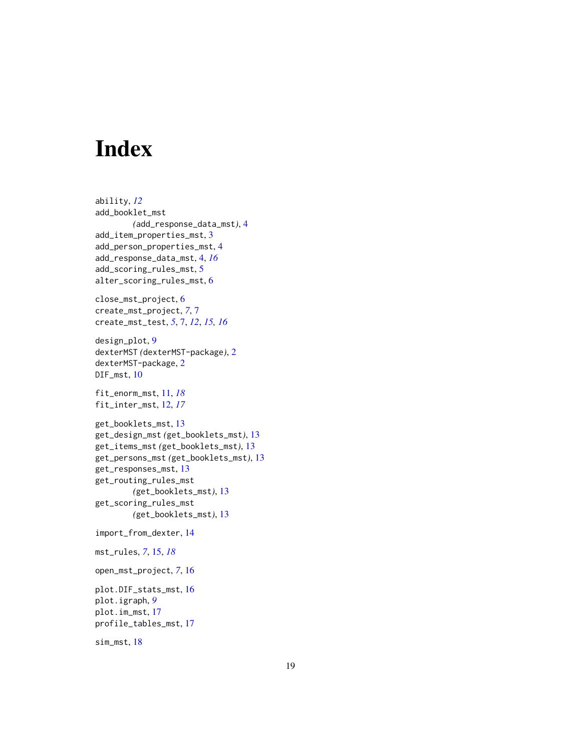# Index

ability, *12*
add_booklet_mst
(add_response_data_mst), 4
add_item_properties_mst, 3
add_person_properties_mst, 4
add_response_data_mst, 4, *16*
add_scoring_rules_mst, 5
alter_scoring_rules_mst, 6

close_mst_project, 6
create_mst_project, *7*, 7
create_mst_test, *5*, 7, *12*, *15*, *16*

design_plot, 9
dexterMST (dexterMST-package), 2
dexterMST-package, 2
DIF_mst, 10

fit_enorm_mst, 11, *18*
fit_inter_mst, 12, *17*

get_booklets_mst, 13
get_design_mst (get_booklets_mst), 13
get_items_mst (get_booklets_mst), 13
get_persons_mst (get_booklets_mst), 13
get_responses_mst, 13
get_routing_rules_mst
(get_booklets_mst), 13
get_scoring_rules_mst
(get_booklets_mst), 13

import_from_dexter, 14

mst_rules, *7*, 15, *18*

open_mst_project, *7*, 16

plot.DIF_stats_mst, 16
plot.igraph, *9*
plot.im_mst, 17
profile_tables_mst, 17

sim_mst, 18